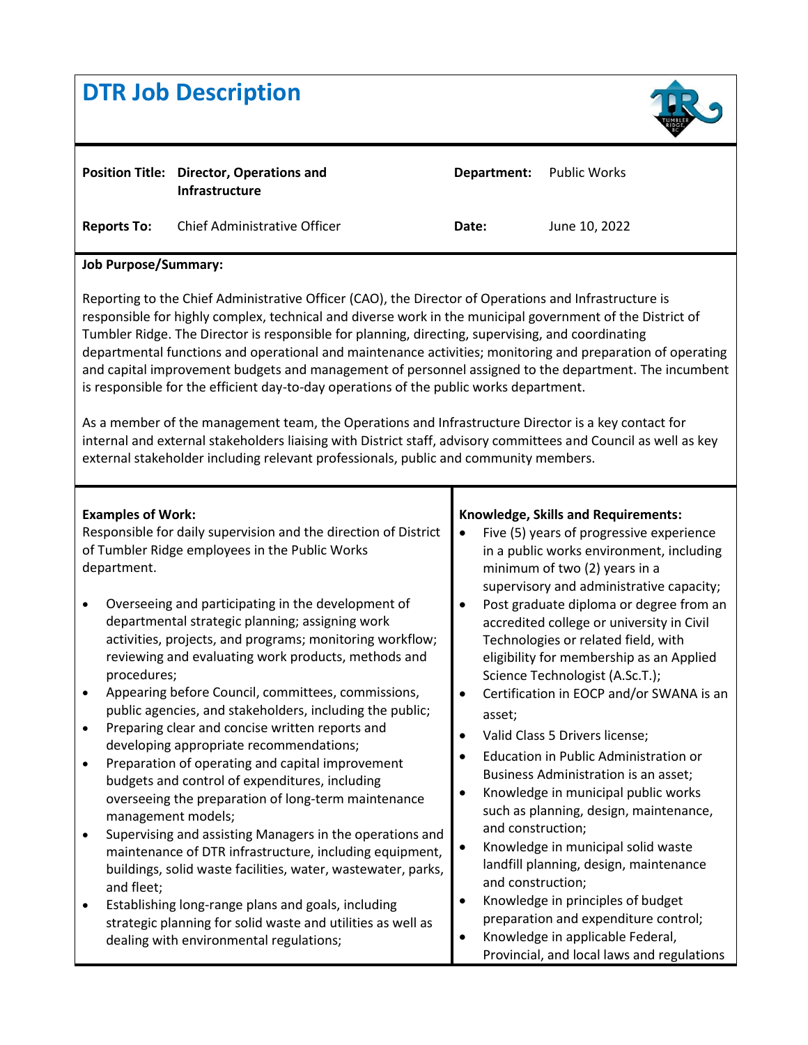# DTR Job Description

| | | | |
|---|---|---|---|
| **Position Title:** | **Director, Operations and Infrastructure** | **Department:** | Public Works |
| **Reports To:** | Chief Administrative Officer | **Date:** | June 10, 2022 |

**Job Purpose/Summary:**

Reporting to the Chief Administrative Officer (CAO), the Director of Operations and Infrastructure is responsible for highly complex, technical and diverse work in the municipal government of the District of Tumbler Ridge. The Director is responsible for planning, directing, supervising, and coordinating departmental functions and operational and maintenance activities; monitoring and preparation of operating and capital improvement budgets and management of personnel assigned to the department. The incumbent is responsible for the efficient day-to-day operations of the public works department.

As a member of the management team, the Operations and Infrastructure Director is a key contact for internal and external stakeholders liaising with District staff, advisory committees and Council as well as key external stakeholder including relevant professionals, public and community members.

**Examples of Work:**

Responsible for daily supervision and the direction of District of Tumbler Ridge employees in the Public Works department.

- Overseeing and participating in the development of departmental strategic planning; assigning work activities, projects, and programs; monitoring workflow; reviewing and evaluating work products, methods and procedures;
- Appearing before Council, committees, commissions, public agencies, and stakeholders, including the public;
- Preparing clear and concise written reports and developing appropriate recommendations;
- Preparation of operating and capital improvement budgets and control of expenditures, including overseeing the preparation of long-term maintenance management models;
- Supervising and assisting Managers in the operations and maintenance of DTR infrastructure, including equipment, buildings, solid waste facilities, water, wastewater, parks, and fleet;
- Establishing long-range plans and goals, including strategic planning for solid waste and utilities as well as dealing with environmental regulations;

**Knowledge, Skills and Requirements:**

- Five (5) years of progressive experience in a public works environment, including minimum of two (2) years in a supervisory and administrative capacity;
- Post graduate diploma or degree from an accredited college or university in Civil Technologies or related field, with eligibility for membership as an Applied Science Technologist (A.Sc.T.);
- Certification in EOCP and/or SWANA is an asset;
- Valid Class 5 Drivers license;
- Education in Public Administration or Business Administration is an asset;
- Knowledge in municipal public works such as planning, design, maintenance, and construction;
- Knowledge in municipal solid waste landfill planning, design, maintenance and construction;
- Knowledge in principles of budget preparation and expenditure control;
- Knowledge in applicable Federal, Provincial, and local laws and regulations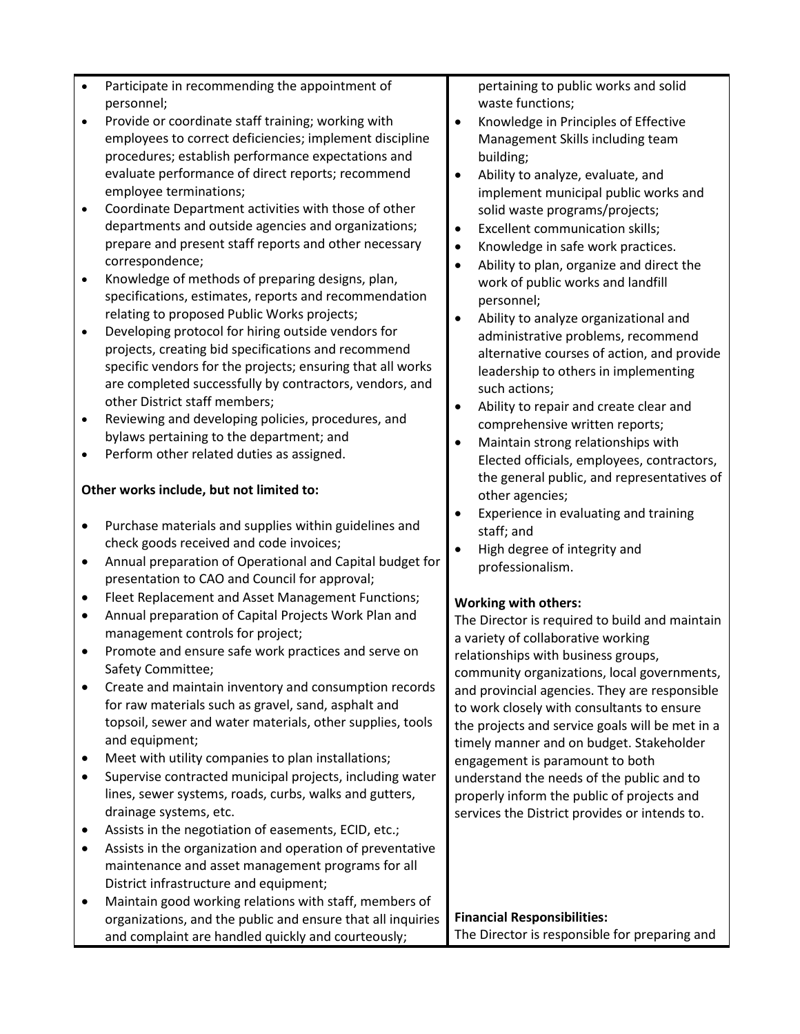- Participate in recommending the appointment of personnel;
- Provide or coordinate staff training; working with employees to correct deficiencies; implement discipline procedures; establish performance expectations and evaluate performance of direct reports; recommend employee terminations;
- Coordinate Department activities with those of other departments and outside agencies and organizations; prepare and present staff reports and other necessary correspondence;
- Knowledge of methods of preparing designs, plan, specifications, estimates, reports and recommendation relating to proposed Public Works projects;
- Developing protocol for hiring outside vendors for projects, creating bid specifications and recommend specific vendors for the projects; ensuring that all works are completed successfully by contractors, vendors, and other District staff members;
- Reviewing and developing policies, procedures, and bylaws pertaining to the department; and
- Perform other related duties as assigned.

**Other works include, but not limited to:**

- Purchase materials and supplies within guidelines and check goods received and code invoices;
- Annual preparation of Operational and Capital budget for presentation to CAO and Council for approval;
- Fleet Replacement and Asset Management Functions;
- Annual preparation of Capital Projects Work Plan and management controls for project;
- Promote and ensure safe work practices and serve on Safety Committee;
- Create and maintain inventory and consumption records for raw materials such as gravel, sand, asphalt and topsoil, sewer and water materials, other supplies, tools and equipment;
- Meet with utility companies to plan installations;
- Supervise contracted municipal projects, including water lines, sewer systems, roads, curbs, walks and gutters, drainage systems, etc.
- Assists in the negotiation of easements, ECID, etc.;
- Assists in the organization and operation of preventative maintenance and asset management programs for all District infrastructure and equipment;
- Maintain good working relations with staff, members of organizations, and the public and ensure that all inquiries and complaint are handled quickly and courteously;

pertaining to public works and solid waste functions;

- Knowledge in Principles of Effective Management Skills including team building;
- Ability to analyze, evaluate, and implement municipal public works and solid waste programs/projects;
- Excellent communication skills;
- Knowledge in safe work practices.
- Ability to plan, organize and direct the work of public works and landfill personnel;
- Ability to analyze organizational and administrative problems, recommend alternative courses of action, and provide leadership to others in implementing such actions;
- Ability to repair and create clear and comprehensive written reports;
- Maintain strong relationships with Elected officials, employees, contractors, the general public, and representatives of other agencies;
- Experience in evaluating and training staff; and
- High degree of integrity and professionalism.

**Working with others:**

The Director is required to build and maintain a variety of collaborative working relationships with business groups, community organizations, local governments, and provincial agencies. They are responsible to work closely with consultants to ensure the projects and service goals will be met in a timely manner and on budget. Stakeholder engagement is paramount to both understand the needs of the public and to properly inform the public of projects and services the District provides or intends to.

**Financial Responsibilities:**

The Director is responsible for preparing and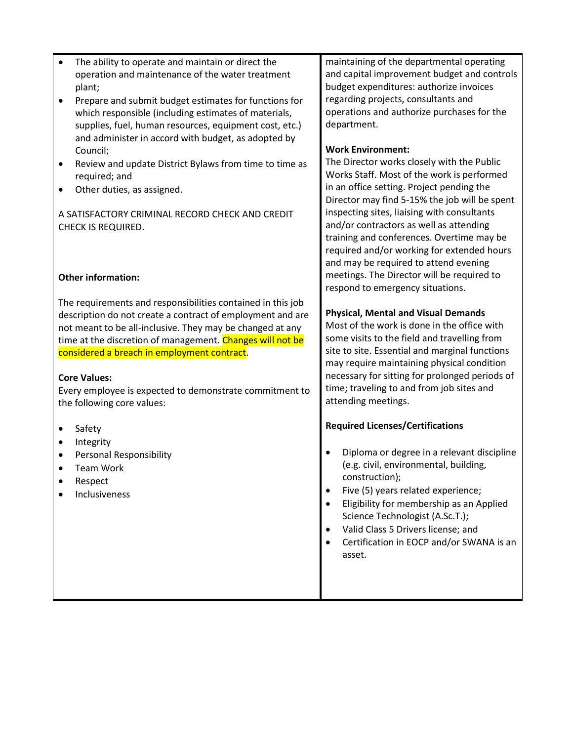- The ability to operate and maintain or direct the operation and maintenance of the water treatment plant;
- Prepare and submit budget estimates for functions for which responsible (including estimates of materials, supplies, fuel, human resources, equipment cost, etc.) and administer in accord with budget, as adopted by Council;
- Review and update District Bylaws from time to time as required; and
- Other duties, as assigned.

A SATISFACTORY CRIMINAL RECORD CHECK AND CREDIT CHECK IS REQUIRED.

**Other information:**

The requirements and responsibilities contained in this job description do not create a contract of employment and are not meant to be all-inclusive. They may be changed at any time at the discretion of management. Changes will not be considered a breach in employment contract.

**Core Values:**
Every employee is expected to demonstrate commitment to the following core values:

- Safety
- Integrity
- Personal Responsibility
- Team Work
- Respect
- Inclusiveness

maintaining of the departmental operating and capital improvement budget and controls budget expenditures: authorize invoices regarding projects, consultants and operations and authorize purchases for the department.

**Work Environment:**
The Director works closely with the Public Works Staff. Most of the work is performed in an office setting. Project pending the Director may find 5-15% the job will be spent inspecting sites, liaising with consultants and/or contractors as well as attending training and conferences. Overtime may be required and/or working for extended hours and may be required to attend evening meetings. The Director will be required to respond to emergency situations.

**Physical, Mental and Visual Demands**
Most of the work is done in the office with some visits to the field and travelling from site to site. Essential and marginal functions may require maintaining physical condition necessary for sitting for prolonged periods of time; traveling to and from job sites and attending meetings.

**Required Licenses/Certifications**

- Diploma or degree in a relevant discipline (e.g. civil, environmental, building, construction);
- Five (5) years related experience;
- Eligibility for membership as an Applied Science Technologist (A.Sc.T.);
- Valid Class 5 Drivers license; and
- Certification in EOCP and/or SWANA is an asset.